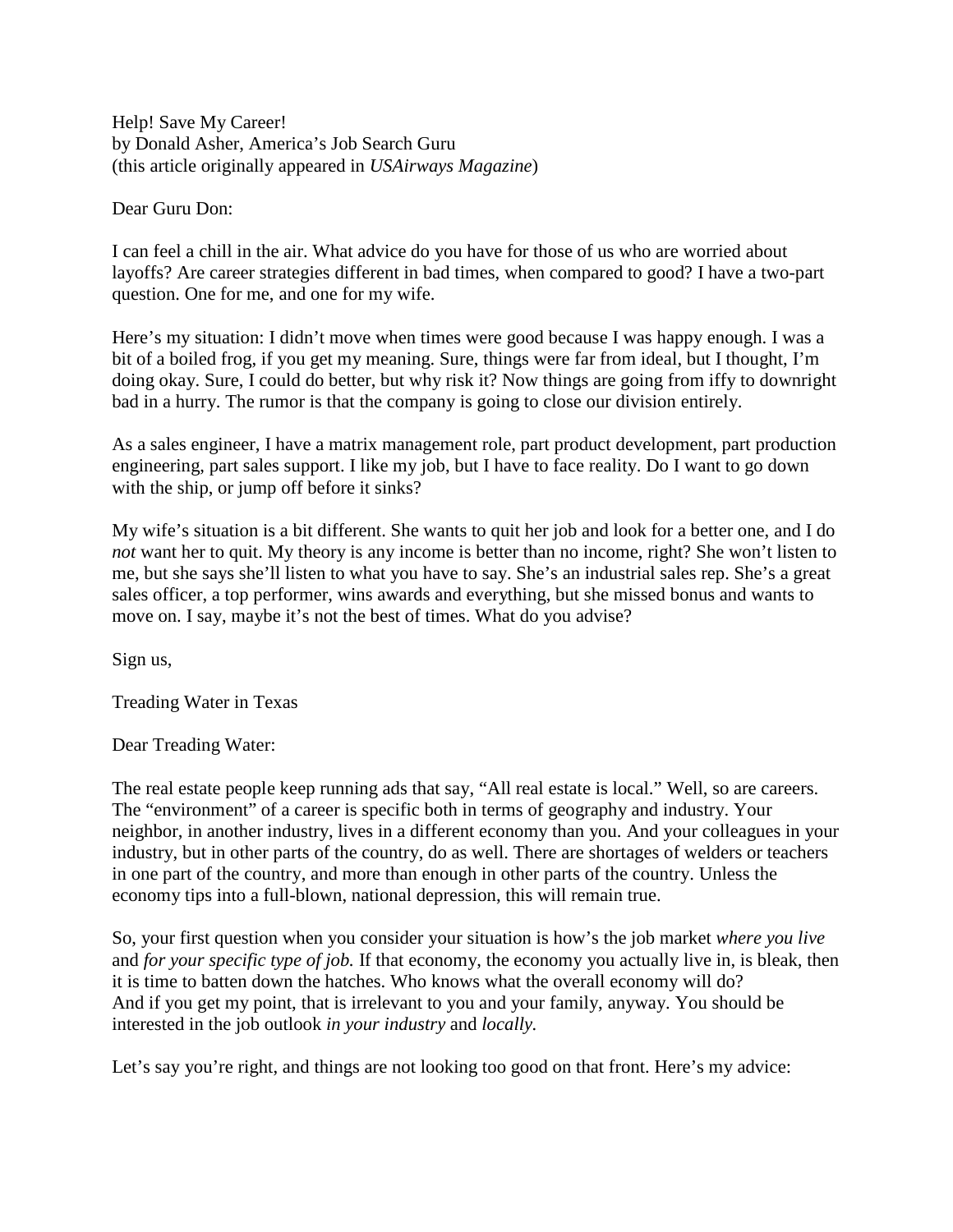Help! Save My Career!
by Donald Asher, America's Job Search Guru
(this article originally appeared in *USAirways Magazine*)

Dear Guru Don:

I can feel a chill in the air. What advice do you have for those of us who are worried about layoffs? Are career strategies different in bad times, when compared to good? I have a two-part question. One for me, and one for my wife.

Here's my situation: I didn't move when times were good because I was happy enough. I was a bit of a boiled frog, if you get my meaning. Sure, things were far from ideal, but I thought, I'm doing okay. Sure, I could do better, but why risk it? Now things are going from iffy to downright bad in a hurry. The rumor is that the company is going to close our division entirely.

As a sales engineer, I have a matrix management role, part product development, part production engineering, part sales support. I like my job, but I have to face reality. Do I want to go down with the ship, or jump off before it sinks?

My wife's situation is a bit different. She wants to quit her job and look for a better one, and I do *not* want her to quit. My theory is any income is better than no income, right? She won't listen to me, but she says she'll listen to what you have to say. She's an industrial sales rep. She's a great sales officer, a top performer, wins awards and everything, but she missed bonus and wants to move on. I say, maybe it's not the best of times. What do you advise?

Sign us,

Treading Water in Texas

Dear Treading Water:

The real estate people keep running ads that say, "All real estate is local." Well, so are careers. The "environment" of a career is specific both in terms of geography and industry. Your neighbor, in another industry, lives in a different economy than you. And your colleagues in your industry, but in other parts of the country, do as well. There are shortages of welders or teachers in one part of the country, and more than enough in other parts of the country. Unless the economy tips into a full-blown, national depression, this will remain true.

So, your first question when you consider your situation is how's the job market *where you live* and *for your specific type of job.* If that economy, the economy you actually live in, is bleak, then it is time to batten down the hatches. Who knows what the overall economy will do? And if you get my point, that is irrelevant to you and your family, anyway. You should be interested in the job outlook *in your industry* and *locally.*

Let's say you're right, and things are not looking too good on that front. Here's my advice: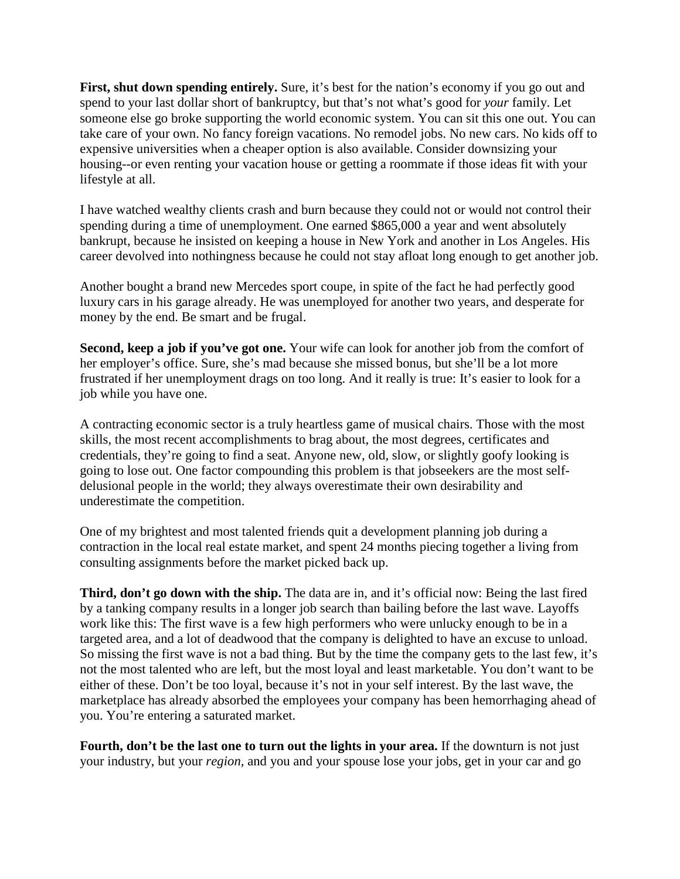**First, shut down spending entirely.** Sure, it's best for the nation's economy if you go out and spend to your last dollar short of bankruptcy, but that's not what's good for *your* family. Let someone else go broke supporting the world economic system. You can sit this one out. You can take care of your own. No fancy foreign vacations. No remodel jobs. No new cars. No kids off to expensive universities when a cheaper option is also available. Consider downsizing your housing--or even renting your vacation house or getting a roommate if those ideas fit with your lifestyle at all.

I have watched wealthy clients crash and burn because they could not or would not control their spending during a time of unemployment. One earned $865,000 a year and went absolutely bankrupt, because he insisted on keeping a house in New York and another in Los Angeles. His career devolved into nothingness because he could not stay afloat long enough to get another job.

Another bought a brand new Mercedes sport coupe, in spite of the fact he had perfectly good luxury cars in his garage already. He was unemployed for another two years, and desperate for money by the end. Be smart and be frugal.

**Second, keep a job if you've got one.** Your wife can look for another job from the comfort of her employer's office. Sure, she's mad because she missed bonus, but she'll be a lot more frustrated if her unemployment drags on too long. And it really is true: It's easier to look for a job while you have one.

A contracting economic sector is a truly heartless game of musical chairs. Those with the most skills, the most recent accomplishments to brag about, the most degrees, certificates and credentials, they're going to find a seat. Anyone new, old, slow, or slightly goofy looking is going to lose out. One factor compounding this problem is that jobseekers are the most self-delusional people in the world; they always overestimate their own desirability and underestimate the competition.

One of my brightest and most talented friends quit a development planning job during a contraction in the local real estate market, and spent 24 months piecing together a living from consulting assignments before the market picked back up.

**Third, don't go down with the ship.** The data are in, and it's official now: Being the last fired by a tanking company results in a longer job search than bailing before the last wave. Layoffs work like this: The first wave is a few high performers who were unlucky enough to be in a targeted area, and a lot of deadwood that the company is delighted to have an excuse to unload. So missing the first wave is not a bad thing. But by the time the company gets to the last few, it's not the most talented who are left, but the most loyal and least marketable. You don't want to be either of these. Don't be too loyal, because it's not in your self interest. By the last wave, the marketplace has already absorbed the employees your company has been hemorrhaging ahead of you. You're entering a saturated market.

**Fourth, don't be the last one to turn out the lights in your area.** If the downturn is not just your industry, but your *region,* and you and your spouse lose your jobs, get in your car and go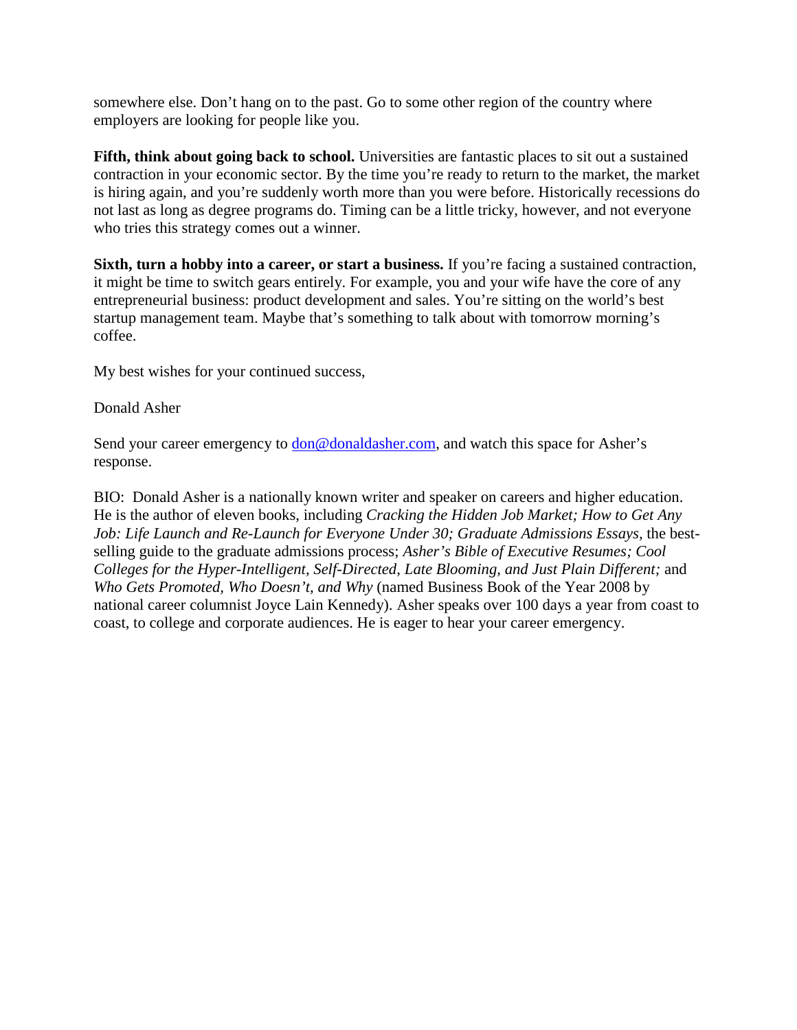somewhere else. Don't hang on to the past. Go to some other region of the country where employers are looking for people like you.

**Fifth, think about going back to school.** Universities are fantastic places to sit out a sustained contraction in your economic sector. By the time you're ready to return to the market, the market is hiring again, and you're suddenly worth more than you were before. Historically recessions do not last as long as degree programs do. Timing can be a little tricky, however, and not everyone who tries this strategy comes out a winner.

**Sixth, turn a hobby into a career, or start a business.** If you're facing a sustained contraction, it might be time to switch gears entirely. For example, you and your wife have the core of any entrepreneurial business: product development and sales. You're sitting on the world's best startup management team. Maybe that's something to talk about with tomorrow morning's coffee.

My best wishes for your continued success,

Donald Asher

Send your career emergency to [don@donaldasher.com](mailto:don@donaldasher.com), and watch this space for Asher's response.

BIO: Donald Asher is a nationally known writer and speaker on careers and higher education. He is the author of eleven books, including *Cracking the Hidden Job Market; How to Get Any Job: Life Launch and Re-Launch for Everyone Under 30; Graduate Admissions Essays,* the best-selling guide to the graduate admissions process; *Asher's Bible of Executive Resumes; Cool Colleges for the Hyper-Intelligent, Self-Directed, Late Blooming, and Just Plain Different;* and *Who Gets Promoted, Who Doesn't, and Why* (named Business Book of the Year 2008 by national career columnist Joyce Lain Kennedy). Asher speaks over 100 days a year from coast to coast, to college and corporate audiences. He is eager to hear your career emergency.